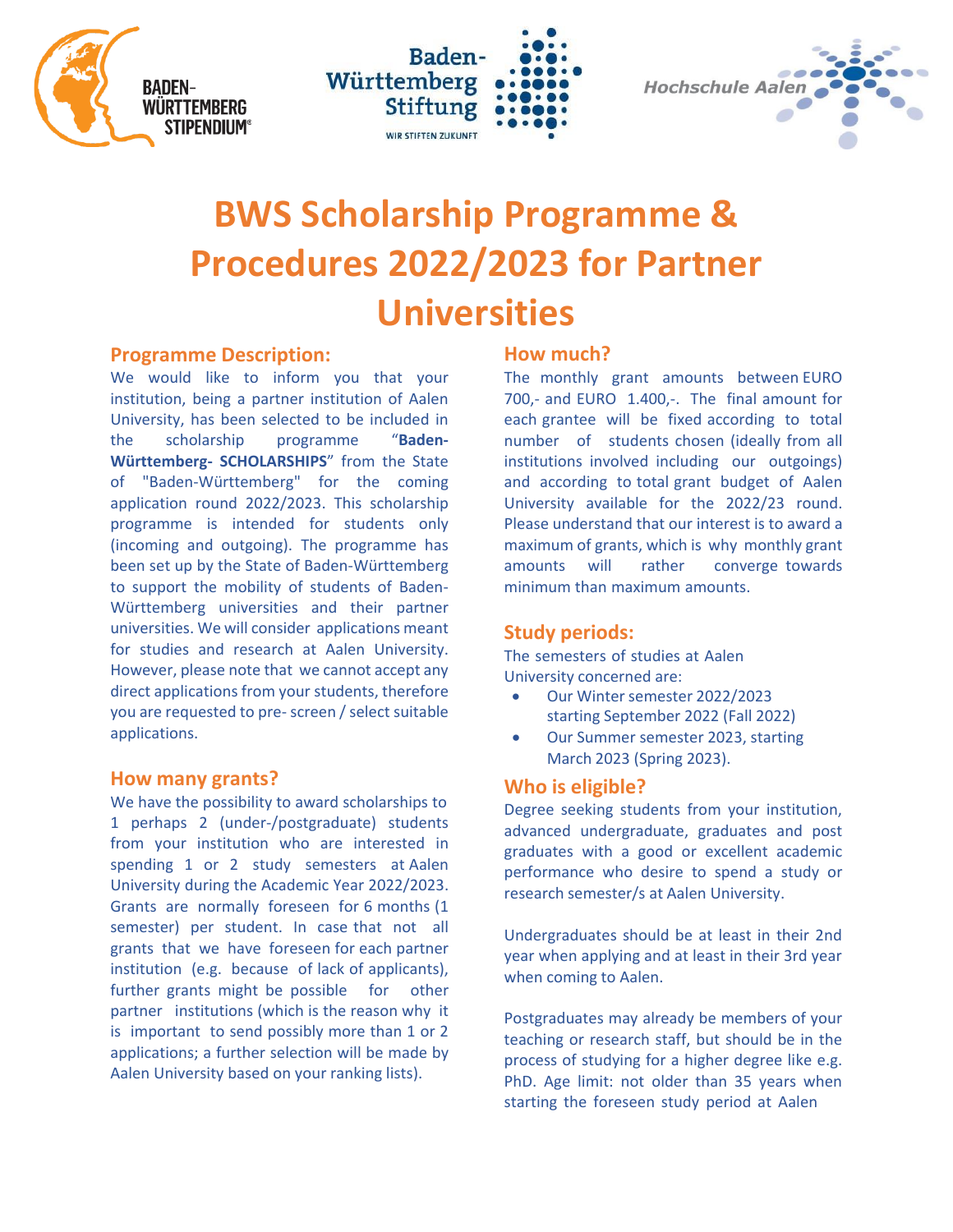# BWS Scholarship Programme & Procedures 2022/2023 for Partner Universities

## Programme Description:

We would like to inform you that your institution, being a partner institution of Aalen University, has been selected to be included in the scholarship programme "**Baden-Württemberg- SCHOLARSHIPS**" from the State of "Baden-Württemberg" for the coming application round 2022/2023. This scholarship programme is intended for students only (incoming and outgoing). The programme has been set up by the State of Baden-Württemberg to support the mobility of students of Baden-Württemberg universities and their partner universities. We will consider applications meant for studies and research at Aalen University. However, please note that we cannot accept any direct applications from your students, therefore you are requested to pre- screen / select suitable applications.

## How many grants?

We have the possibility to award scholarships to 1 perhaps 2 (under-/postgraduate) students from your institution who are interested in spending 1 or 2 study semesters at Aalen University during the Academic Year 2022/2023. Grants are normally foreseen for 6 months (1 semester) per student. In case that not all grants that we have foreseen for each partner institution (e.g. because of lack of applicants), further grants might be possible for other partner institutions (which is the reason why it is important to send possibly more than 1 or 2 applications; a further selection will be made by Aalen University based on your ranking lists).

## How much?

The monthly grant amounts between EURO 700,- and EURO 1.400,-. The final amount for each grantee will be fixed according to total number of students chosen (ideally from all institutions involved including our outgoings) and according to total grant budget of Aalen University available for the 2022/23 round. Please understand that our interest is to award a maximum of grants, which is why monthly grant amounts will rather converge towards minimum than maximum amounts.

## Study periods:

The semesters of studies at Aalen University concerned are:

- Our Winter semester 2022/2023 starting September 2022 (Fall 2022)
- Our Summer semester 2023, starting March 2023 (Spring 2023).

## Who is eligible?

Degree seeking students from your institution, advanced undergraduate, graduates and post graduates with a good or excellent academic performance who desire to spend a study or research semester/s at Aalen University.

Undergraduates should be at least in their 2nd year when applying and at least in their 3rd year when coming to Aalen.

Postgraduates may already be members of your teaching or research staff, but should be in the process of studying for a higher degree like e.g. PhD. Age limit: not older than 35 years when starting the foreseen study period at Aalen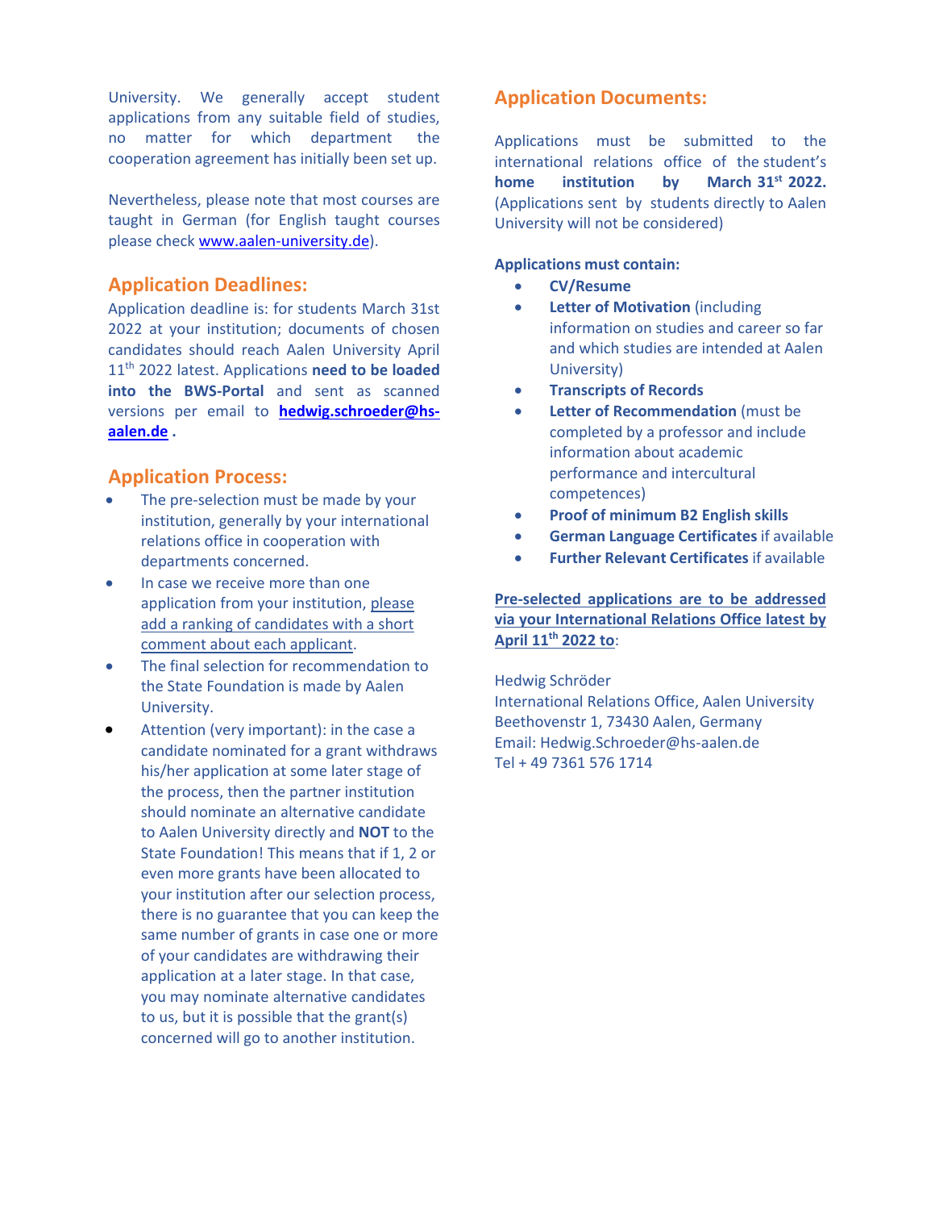University. We generally accept student applications from any suitable field of studies, no matter for which department the cooperation agreement has initially been set up.

Nevertheless, please note that most courses are taught in German (for English taught courses please check [www.aalen-university.de](http://www.aalen-university.de)).

## Application Deadlines:

Application deadline is: for students March 31st 2022 at your institution; documents of chosen candidates should reach Aalen University April 11th 2022 latest. Applications **need to be loaded into the BWS-Portal** and sent as scanned versions per email to **hedwig.schroeder@hs-aalen.de** .

## Application Process:

- The pre-selection must be made by your institution, generally by your international relations office in cooperation with departments concerned.
- In case we receive more than one application from your institution, please add a ranking of candidates with a short comment about each applicant.
- The final selection for recommendation to the State Foundation is made by Aalen University.
- Attention (very important): in the case a candidate nominated for a grant withdraws his/her application at some later stage of the process, then the partner institution should nominate an alternative candidate to Aalen University directly and **NOT** to the State Foundation! This means that if 1, 2 or even more grants have been allocated to your institution after our selection process, there is no guarantee that you can keep the same number of grants in case one or more of your candidates are withdrawing their application at a later stage. In that case, you may nominate alternative candidates to us, but it is possible that the grant(s) concerned will go to another institution.

## Application Documents:

Applications must be submitted to the international relations office of the student's **home institution by March 31st 2022.** (Applications sent by students directly to Aalen University will not be considered)

**Applications must contain:**

- **CV/Resume**
- **Letter of Motivation** (including information on studies and career so far and which studies are intended at Aalen University)
- **Transcripts of Records**
- **Letter of Recommendation** (must be completed by a professor and include information about academic performance and intercultural competences)
- **Proof of minimum B2 English skills**
- **German Language Certificates** if available
- **Further Relevant Certificates** if available

**Pre-selected applications are to be addressed via your International Relations Office latest by April 11th 2022 to**:

Hedwig Schröder
International Relations Office, Aalen University
Beethovenstr 1, 73430 Aalen, Germany
Email: Hedwig.Schroeder@hs-aalen.de
Tel + 49 7361 576 1714